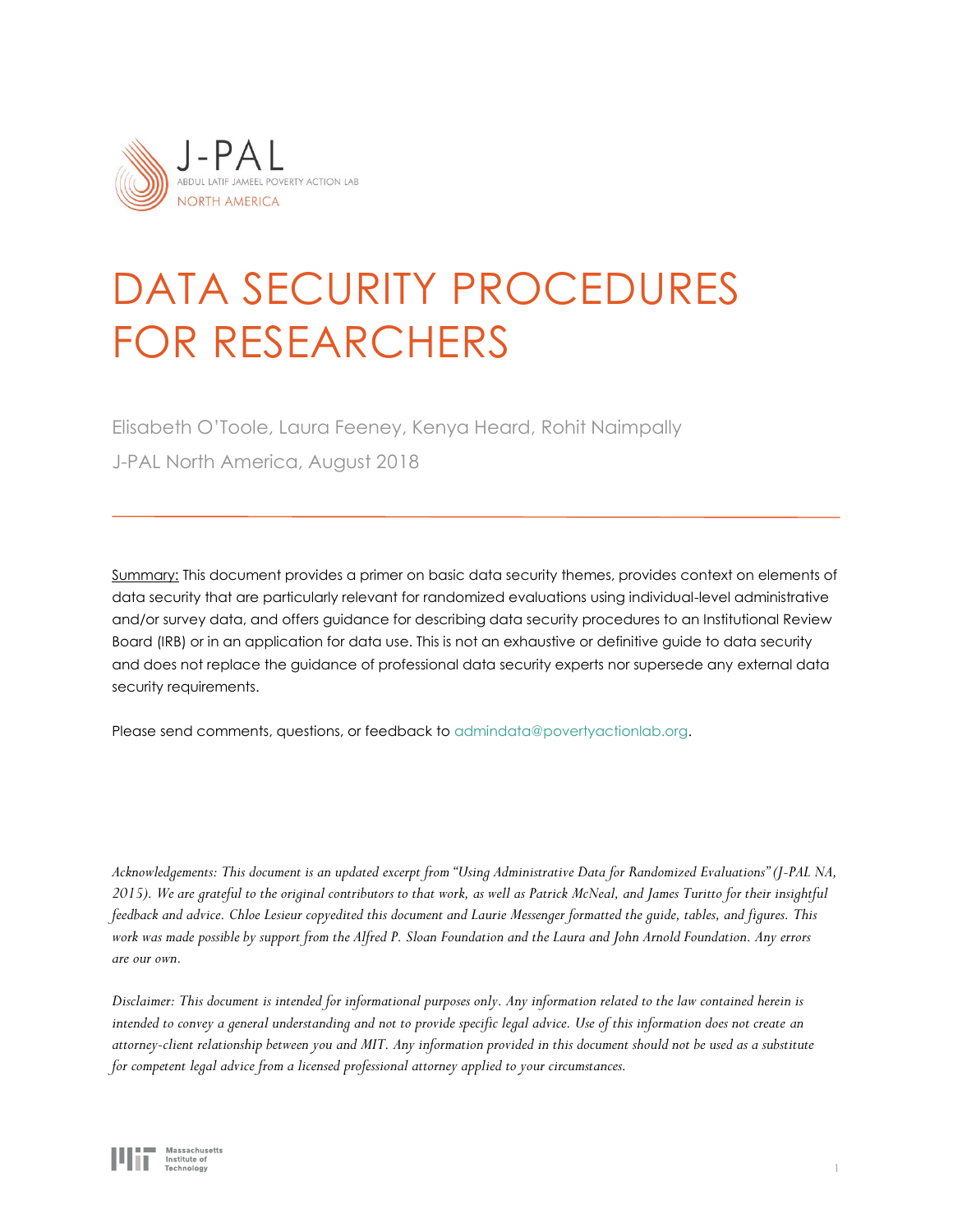J-PAL

ABDUL LATIF JAMEEL POVERTY ACTION LAB

NORTH AMERICA

# DATA SECURITY PROCEDURES FOR RESEARCHERS

Elisabeth O'Toole, Laura Feeney, Kenya Heard, Rohit Naimpally

J-PAL North America, August 2018

---

Summary: This document provides a primer on basic data security themes, provides context on elements of data security that are particularly relevant for randomized evaluations using individual-level administrative and/or survey data, and offers guidance for describing data security procedures to an Institutional Review Board (IRB) or in an application for data use. This is not an exhaustive or definitive guide to data security and does not replace the guidance of professional data security experts nor supersede any external data security requirements.

Please send comments, questions, or feedback to admindata@povertyactionlab.org.

*Acknowledgements: This document is an updated excerpt from "Using Administrative Data for Randomized Evaluations" (J-PAL NA, 2015). We are grateful to the original contributors to that work, as well as Patrick McNeal, and James Turitto for their insightful feedback and advice. Chloe Lesieur copyedited this document and Laurie Messenger formatted the guide, tables, and figures. This work was made possible by support from the Alfred P. Sloan Foundation and the Laura and John Arnold Foundation. Any errors are our own.*

*Disclaimer: This document is intended for informational purposes only. Any information related to the law contained herein is intended to convey a general understanding and not to provide specific legal advice. Use of this information does not create an attorney-client relationship between you and MIT. Any information provided in this document should not be used as a substitute for competent legal advice from a licensed professional attorney applied to your circumstances.*

Massachusetts Institute of Technology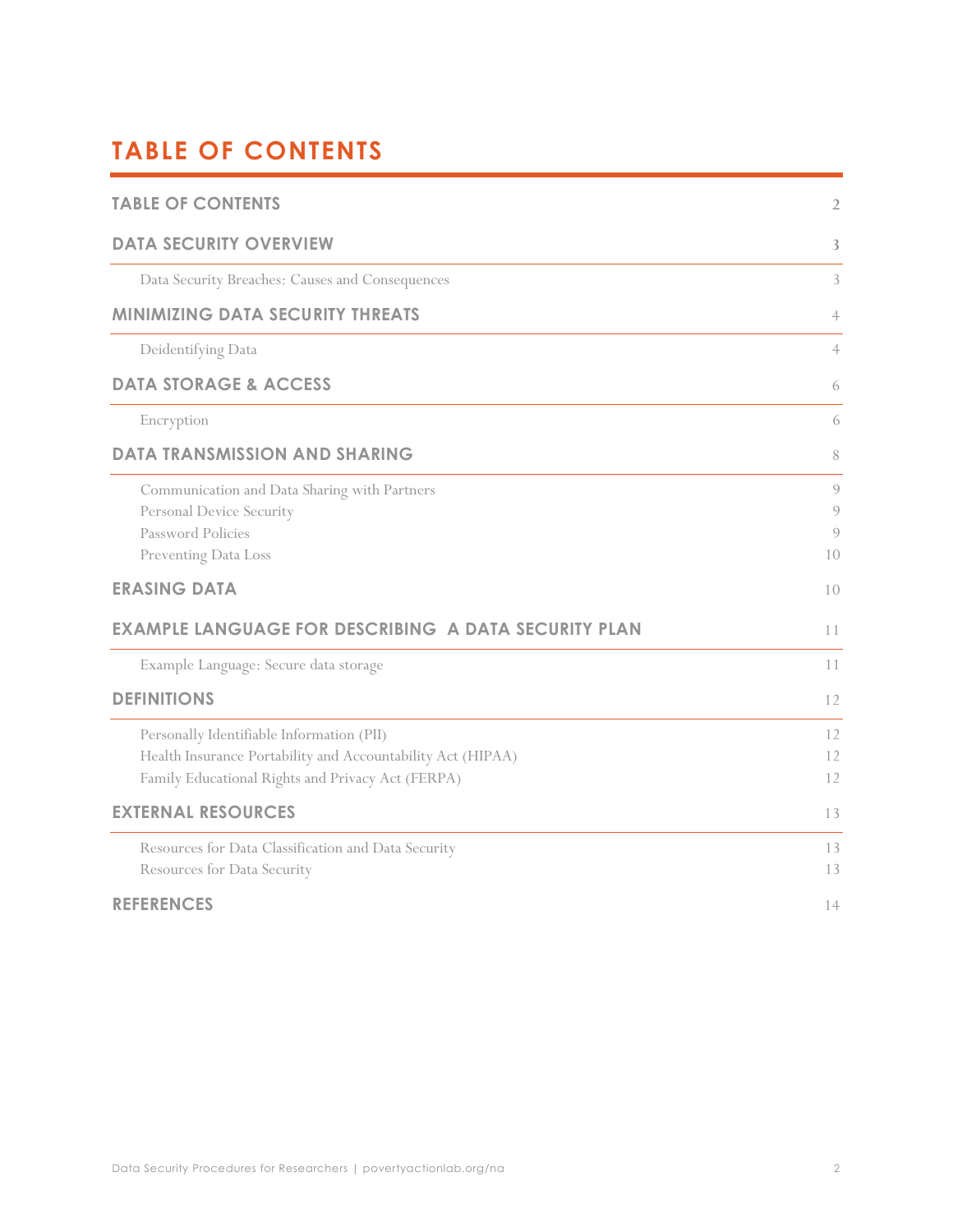# TABLE OF CONTENTS

| | |
|---|---|
| **TABLE OF CONTENTS** | 2 |
| **DATA SECURITY OVERVIEW** | 3 |
| Data Security Breaches: Causes and Consequences | 3 |
| **MINIMIZING DATA SECURITY THREATS** | 4 |
| Deidentifying Data | 4 |
| **DATA STORAGE & ACCESS** | 6 |
| Encryption | 6 |
| **DATA TRANSMISSION AND SHARING** | 8 |
| Communication and Data Sharing with Partners | 9 |
| Personal Device Security | 9 |
| Password Policies | 9 |
| Preventing Data Loss | 10 |
| **ERASING DATA** | 10 |
| **EXAMPLE LANGUAGE FOR DESCRIBING A DATA SECURITY PLAN** | 11 |
| Example Language: Secure data storage | 11 |
| **DEFINITIONS** | 12 |
| Personally Identifiable Information (PII) | 12 |
| Health Insurance Portability and Accountability Act (HIPAA) | 12 |
| Family Educational Rights and Privacy Act (FERPA) | 12 |
| **EXTERNAL RESOURCES** | 13 |
| Resources for Data Classification and Data Security | 13 |
| Resources for Data Security | 13 |
| **REFERENCES** | 14 |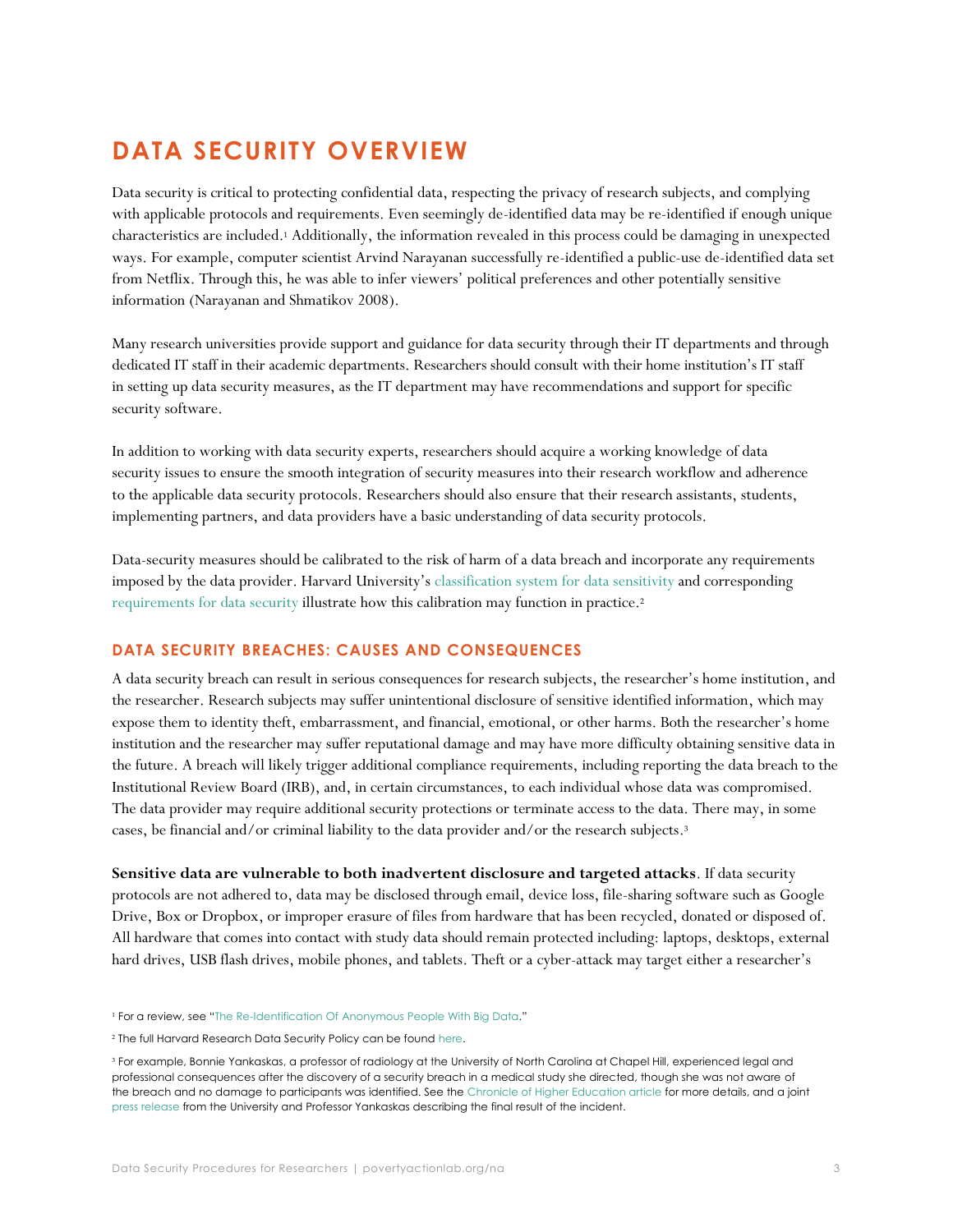# DATA SECURITY OVERVIEW

Data security is critical to protecting confidential data, respecting the privacy of research subjects, and complying with applicable protocols and requirements. Even seemingly de-identified data may be re-identified if enough unique characteristics are included.[1] Additionally, the information revealed in this process could be damaging in unexpected ways. For example, computer scientist Arvind Narayanan successfully re-identified a public-use de-identified data set from Netflix. Through this, he was able to infer viewers' political preferences and other potentially sensitive information (Narayanan and Shmatikov 2008).

Many research universities provide support and guidance for data security through their IT departments and through dedicated IT staff in their academic departments. Researchers should consult with their home institution's IT staff in setting up data security measures, as the IT department may have recommendations and support for specific security software.

In addition to working with data security experts, researchers should acquire a working knowledge of data security issues to ensure the smooth integration of security measures into their research workflow and adherence to the applicable data security protocols. Researchers should also ensure that their research assistants, students, implementing partners, and data providers have a basic understanding of data security protocols.

Data-security measures should be calibrated to the risk of harm of a data breach and incorporate any requirements imposed by the data provider. Harvard University's classification system for data sensitivity and corresponding requirements for data security illustrate how this calibration may function in practice.[2]

## DATA SECURITY BREACHES: CAUSES AND CONSEQUENCES

A data security breach can result in serious consequences for research subjects, the researcher's home institution, and the researcher. Research subjects may suffer unintentional disclosure of sensitive identified information, which may expose them to identity theft, embarrassment, and financial, emotional, or other harms. Both the researcher's home institution and the researcher may suffer reputational damage and may have more difficulty obtaining sensitive data in the future. A breach will likely trigger additional compliance requirements, including reporting the data breach to the Institutional Review Board (IRB), and, in certain circumstances, to each individual whose data was compromised. The data provider may require additional security protections or terminate access to the data. There may, in some cases, be financial and/or criminal liability to the data provider and/or the research subjects.[3]

**Sensitive data are vulnerable to both inadvertent disclosure and targeted attacks**. If data security protocols are not adhered to, data may be disclosed through email, device loss, file-sharing software such as Google Drive, Box or Dropbox, or improper erasure of files from hardware that has been recycled, donated or disposed of. All hardware that comes into contact with study data should remain protected including: laptops, desktops, external hard drives, USB flash drives, mobile phones, and tablets. Theft or a cyber-attack may target either a researcher's

---

[1] For a review, see "The Re-Identification Of Anonymous People With Big Data."

[2] The full Harvard Research Data Security Policy can be found here.

[3] For example, Bonnie Yankaskas, a professor of radiology at the University of North Carolina at Chapel Hill, experienced legal and professional consequences after the discovery of a security breach in a medical study she directed, though she was not aware of the breach and no damage to participants was identified. See the Chronicle of Higher Education article for more details, and a joint press release from the University and Professor Yankaskas describing the final result of the incident.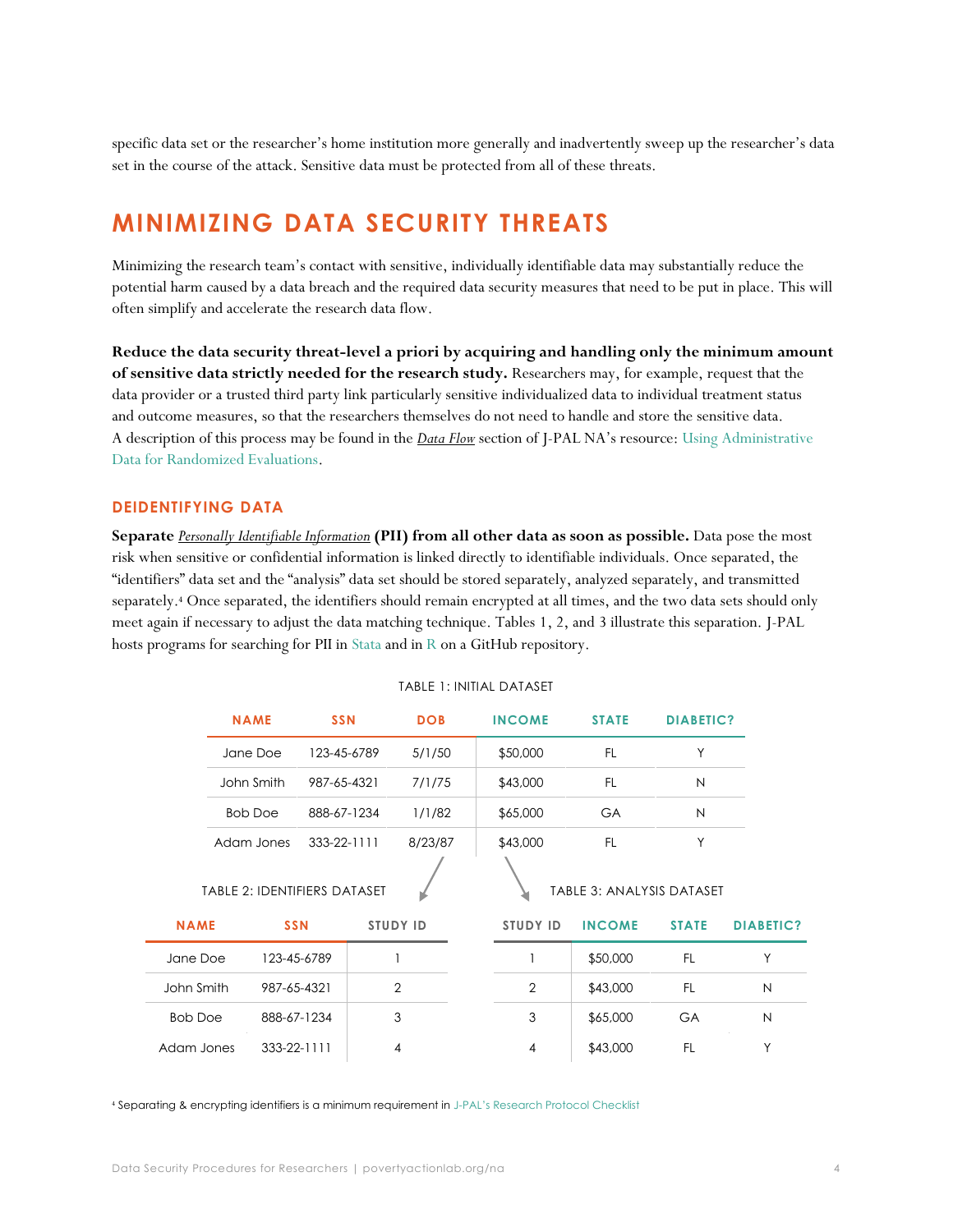specific data set or the researcher's home institution more generally and inadvertently sweep up the researcher's data set in the course of the attack. Sensitive data must be protected from all of these threats.

# MINIMIZING DATA SECURITY THREATS

Minimizing the research team's contact with sensitive, individually identifiable data may substantially reduce the potential harm caused by a data breach and the required data security measures that need to be put in place. This will often simplify and accelerate the research data flow.

**Reduce the data security threat-level a priori by acquiring and handling only the minimum amount of sensitive data strictly needed for the research study.** Researchers may, for example, request that the data provider or a trusted third party link particularly sensitive individualized data to individual treatment status and outcome measures, so that the researchers themselves do not need to handle and store the sensitive data. A description of this process may be found in the *Data Flow* section of J-PAL NA's resource: Using Administrative Data for Randomized Evaluations.

## DEIDENTIFYING DATA

**Separate** ***Personally Identifiable Information*** **(PII) from all other data as soon as possible.** Data pose the most risk when sensitive or confidential information is linked directly to identifiable individuals. Once separated, the "identifiers" data set and the "analysis" data set should be stored separately, analyzed separately, and transmitted separately.[4] Once separated, the identifiers should remain encrypted at all times, and the two data sets should only meet again if necessary to adjust the data matching technique. Tables 1, 2, and 3 illustrate this separation. J-PAL hosts programs for searching for PII in Stata and in R on a GitHub repository.

TABLE 1: INITIAL DATASET

| NAME | SSN | DOB | INCOME | STATE | DIABETIC? |
|---|---|---|---|---|---|
| Jane Doe | 123-45-6789 | 5/1/50 | $50,000 | FL | Y |
| John Smith | 987-65-4321 | 7/1/75 | $43,000 | FL | N |
| Bob Doe | 888-67-1234 | 1/1/82 | $65,000 | GA | N |
| Adam Jones | 333-22-1111 | 8/23/87 | $43,000 | FL | Y |

TABLE 2: IDENTIFIERS DATASET

| NAME | SSN | STUDY ID |
|---|---|---|
| Jane Doe | 123-45-6789 | 1 |
| John Smith | 987-65-4321 | 2 |
| Bob Doe | 888-67-1234 | 3 |
| Adam Jones | 333-22-1111 | 4 |

TABLE 3: ANALYSIS DATASET

| STUDY ID | INCOME | STATE | DIABETIC? |
|---|---|---|---|
| 1 | $50,000 | FL | Y |
| 2 | $43,000 | FL | N |
| 3 | $65,000 | GA | N |
| 4 | $43,000 | FL | Y |

[4] Separating & encrypting identifiers is a minimum requirement in J-PAL's Research Protocol Checklist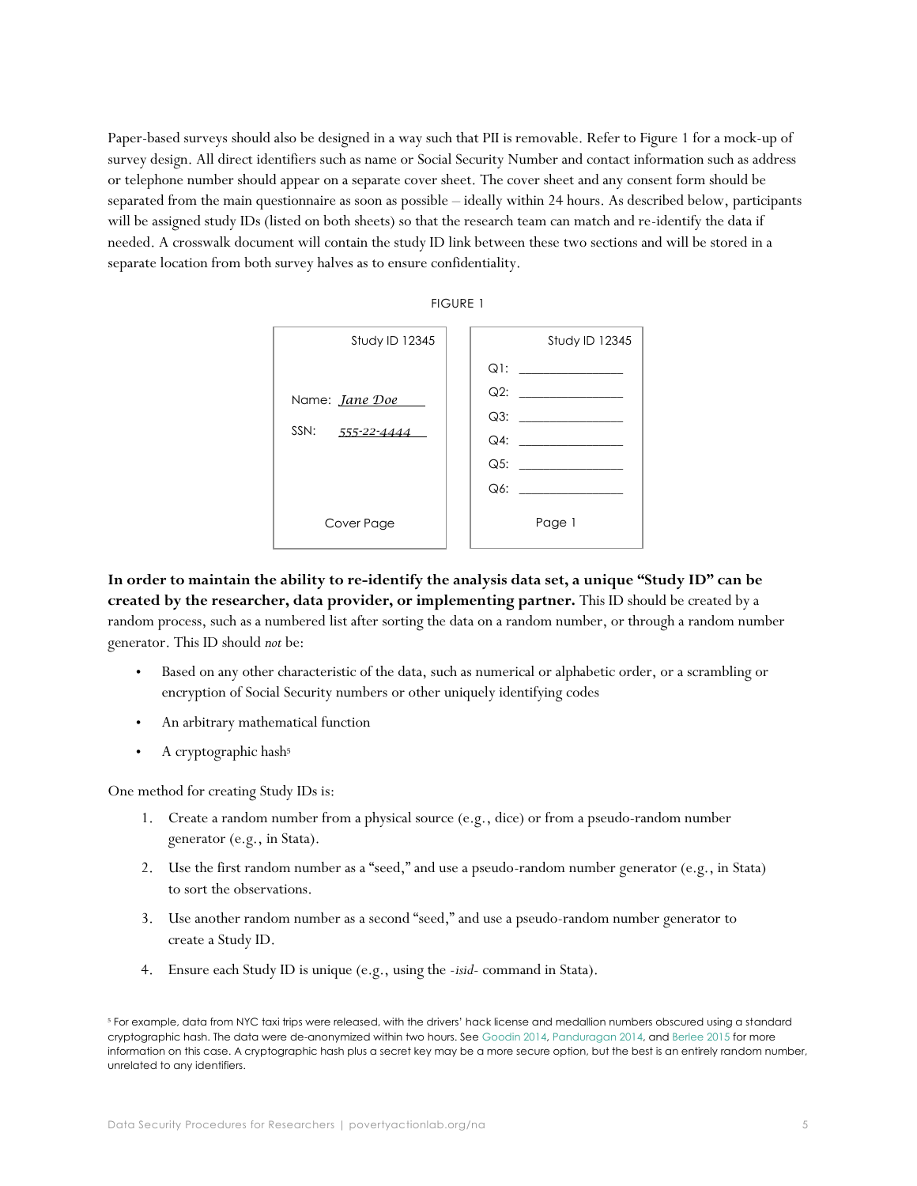Paper-based surveys should also be designed in a way such that PII is removable. Refer to Figure 1 for a mock-up of survey design. All direct identifiers such as name or Social Security Number and contact information such as address or telephone number should appear on a separate cover sheet. The cover sheet and any consent form should be separated from the main questionnaire as soon as possible – ideally within 24 hours. As described below, participants will be assigned study IDs (listed on both sheets) so that the research team can match and re-identify the data if needed. A crosswalk document will contain the study ID link between these two sections and will be stored in a separate location from both survey halves as to ensure confidentiality.

FIGURE 1

| Cover Page | Page 1 |
|---|---|
| Study ID 12345 | Study ID 12345 |
| Name: *Jane Doe* | Q1: ________ |
| SSN: *555-22-4444* | Q2: ________ |
| | Q3: ________ |
| | Q4: ________ |
| | Q5: ________ |
| | Q6: ________ |

**In order to maintain the ability to re-identify the analysis data set, a unique "Study ID" can be created by the researcher, data provider, or implementing partner.** This ID should be created by a random process, such as a numbered list after sorting the data on a random number, or through a random number generator. This ID should *not* be:

- Based on any other characteristic of the data, such as numerical or alphabetic order, or a scrambling or encryption of Social Security numbers or other uniquely identifying codes
- An arbitrary mathematical function
- A cryptographic hash[5]

One method for creating Study IDs is:

1. Create a random number from a physical source (e.g., dice) or from a pseudo-random number generator (e.g., in Stata).
2. Use the first random number as a "seed," and use a pseudo-random number generator (e.g., in Stata) to sort the observations.
3. Use another random number as a second "seed," and use a pseudo-random number generator to create a Study ID.
4. Ensure each Study ID is unique (e.g., using the *-isid-* command in Stata).

[5] For example, data from NYC taxi trips were released, with the drivers' hack license and medallion numbers obscured using a standard cryptographic hash. The data were de-anonymized within two hours. See Goodin 2014, Panduragan 2014, and Berlee 2015 for more information on this case. A cryptographic hash plus a secret key may be a more secure option, but the best is an entirely random number, unrelated to any identifiers.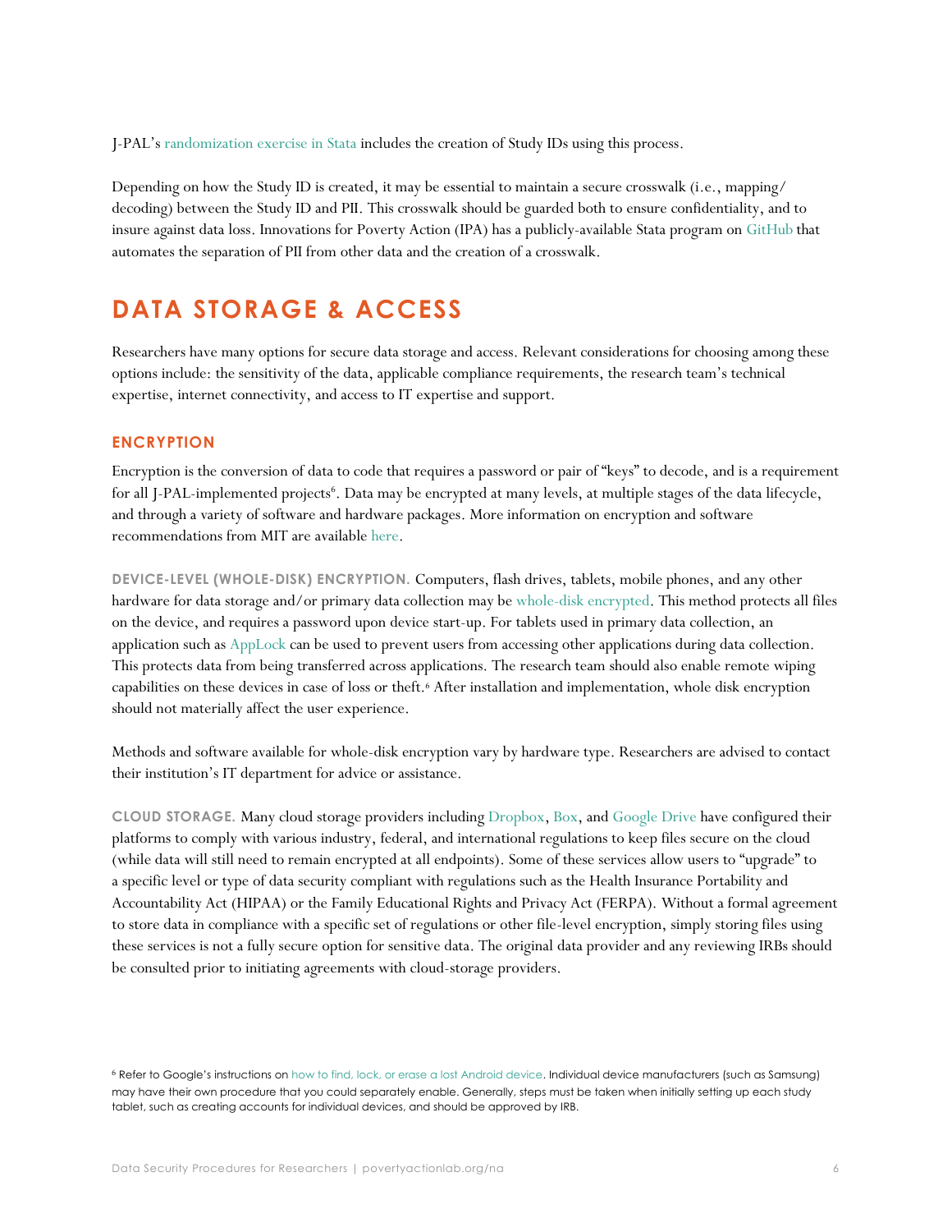J-PAL's randomization exercise in Stata includes the creation of Study IDs using this process.

Depending on how the Study ID is created, it may be essential to maintain a secure crosswalk (i.e., mapping/ decoding) between the Study ID and PII. This crosswalk should be guarded both to ensure confidentiality, and to insure against data loss. Innovations for Poverty Action (IPA) has a publicly-available Stata program on GitHub that automates the separation of PII from other data and the creation of a crosswalk.

# DATA STORAGE & ACCESS

Researchers have many options for secure data storage and access. Relevant considerations for choosing among these options include: the sensitivity of the data, applicable compliance requirements, the research team's technical expertise, internet connectivity, and access to IT expertise and support.

## ENCRYPTION

Encryption is the conversion of data to code that requires a password or pair of "keys" to decode, and is a requirement for all J-PAL-implemented projects[6]. Data may be encrypted at many levels, at multiple stages of the data lifecycle, and through a variety of software and hardware packages. More information on encryption and software recommendations from MIT are available here.

**DEVICE-LEVEL (WHOLE-DISK) ENCRYPTION.** Computers, flash drives, tablets, mobile phones, and any other hardware for data storage and/or primary data collection may be whole-disk encrypted. This method protects all files on the device, and requires a password upon device start-up. For tablets used in primary data collection, an application such as AppLock can be used to prevent users from accessing other applications during data collection. This protects data from being transferred across applications. The research team should also enable remote wiping capabilities on these devices in case of loss or theft.[6] After installation and implementation, whole disk encryption should not materially affect the user experience.

Methods and software available for whole-disk encryption vary by hardware type. Researchers are advised to contact their institution's IT department for advice or assistance.

**CLOUD STORAGE.** Many cloud storage providers including Dropbox, Box, and Google Drive have configured their platforms to comply with various industry, federal, and international regulations to keep files secure on the cloud (while data will still need to remain encrypted at all endpoints). Some of these services allow users to "upgrade" to a specific level or type of data security compliant with regulations such as the Health Insurance Portability and Accountability Act (HIPAA) or the Family Educational Rights and Privacy Act (FERPA). Without a formal agreement to store data in compliance with a specific set of regulations or other file-level encryption, simply storing files using these services is not a fully secure option for sensitive data. The original data provider and any reviewing IRBs should be consulted prior to initiating agreements with cloud-storage providers.

[6] Refer to Google's instructions on how to find, lock, or erase a lost Android device. Individual device manufacturers (such as Samsung) may have their own procedure that you could separately enable. Generally, steps must be taken when initially setting up each study tablet, such as creating accounts for individual devices, and should be approved by IRB.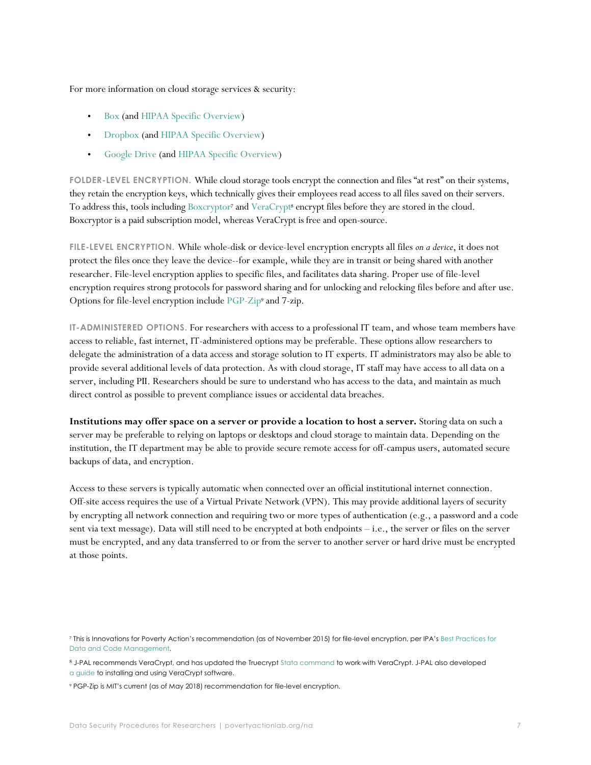For more information on cloud storage services & security:

- Box (and HIPAA Specific Overview)
- Dropbox (and HIPAA Specific Overview)
- Google Drive (and HIPAA Specific Overview)

**FOLDER-LEVEL ENCRYPTION.** While cloud storage tools encrypt the connection and files "at rest" on their systems, they retain the encryption keys, which technically gives their employees read access to all files saved on their servers. To address this, tools including Boxcryptor[7] and VeraCrypt[8] encrypt files before they are stored in the cloud. Boxcryptor is a paid subscription model, whereas VeraCrypt is free and open-source.

**FILE-LEVEL ENCRYPTION.** While whole-disk or device-level encryption encrypts all files *on a device*, it does not protect the files once they leave the device--for example, while they are in transit or being shared with another researcher. File-level encryption applies to specific files, and facilitates data sharing. Proper use of file-level encryption requires strong protocols for password sharing and for unlocking and relocking files before and after use. Options for file-level encryption include PGP-Zip[9] and 7-zip.

**IT-ADMINISTERED OPTIONS.** For researchers with access to a professional IT team, and whose team members have access to reliable, fast internet, IT-administered options may be preferable. These options allow researchers to delegate the administration of a data access and storage solution to IT experts. IT administrators may also be able to provide several additional levels of data protection. As with cloud storage, IT staff may have access to all data on a server, including PII. Researchers should be sure to understand who has access to the data, and maintain as much direct control as possible to prevent compliance issues or accidental data breaches.

**Institutions may offer space on a server or provide a location to host a server.** Storing data on such a server may be preferable to relying on laptops or desktops and cloud storage to maintain data. Depending on the institution, the IT department may be able to provide secure remote access for off-campus users, automated secure backups of data, and encryption.

Access to these servers is typically automatic when connected over an official institutional internet connection. Off-site access requires the use of a Virtual Private Network (VPN). This may provide additional layers of security by encrypting all network connection and requiring two or more types of authentication (e.g., a password and a code sent via text message). Data will still need to be encrypted at both endpoints – i.e., the server or files on the server must be encrypted, and any data transferred to or from the server to another server or hard drive must be encrypted at those points.

[7] This is Innovations for Poverty Action's recommendation (as of November 2015) for file-level encryption, per IPA's Best Practices for Data and Code Management.

[8] J-PAL recommends VeraCrypt, and has updated the Truecrypt Stata command to work with VeraCrypt. J-PAL also developed a guide to installing and using VeraCrypt software.

[9] PGP-Zip is MIT's current (as of May 2018) recommendation for file-level encryption.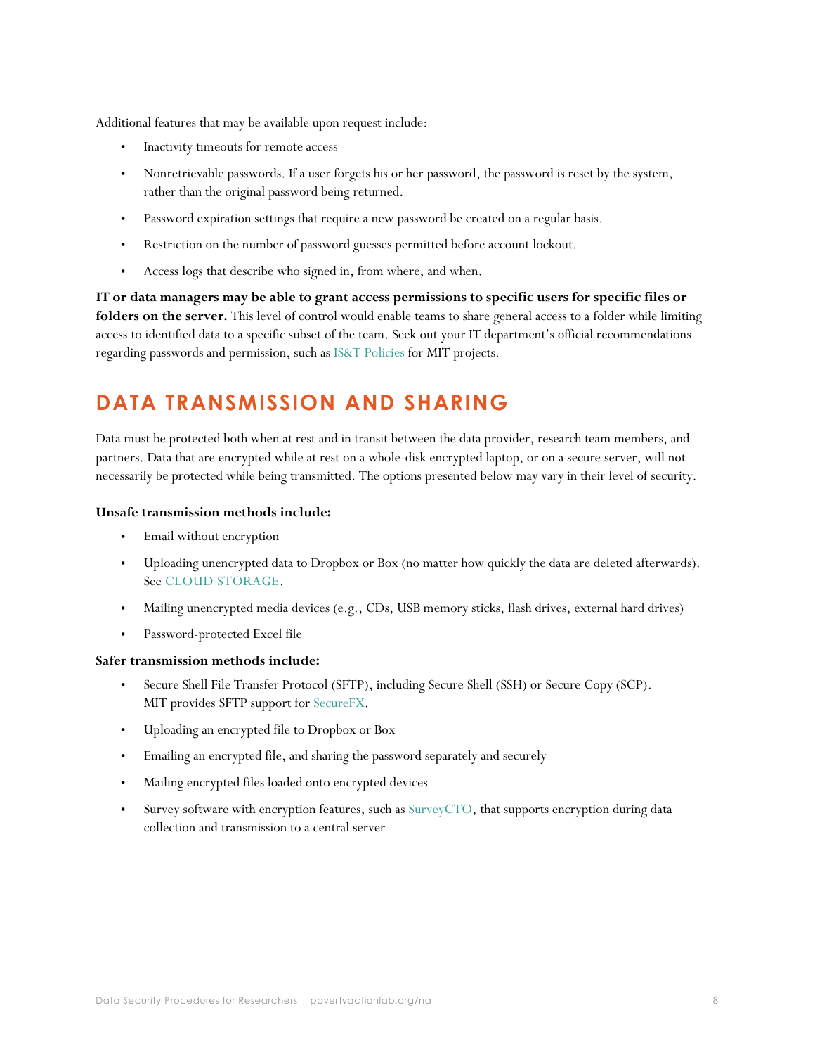Additional features that may be available upon request include:

- Inactivity timeouts for remote access
- Nonretrievable passwords. If a user forgets his or her password, the password is reset by the system, rather than the original password being returned.
- Password expiration settings that require a new password be created on a regular basis.
- Restriction on the number of password guesses permitted before account lockout.
- Access logs that describe who signed in, from where, and when.

**IT or data managers may be able to grant access permissions to specific users for specific files or folders on the server.** This level of control would enable teams to share general access to a folder while limiting access to identified data to a specific subset of the team. Seek out your IT department's official recommendations regarding passwords and permission, such as IS&T Policies for MIT projects.

## DATA TRANSMISSION AND SHARING

Data must be protected both when at rest and in transit between the data provider, research team members, and partners. Data that are encrypted while at rest on a whole-disk encrypted laptop, or on a secure server, will not necessarily be protected while being transmitted. The options presented below may vary in their level of security.

**Unsafe transmission methods include:**

- Email without encryption
- Uploading unencrypted data to Dropbox or Box (no matter how quickly the data are deleted afterwards). See CLOUD STORAGE.
- Mailing unencrypted media devices (e.g., CDs, USB memory sticks, flash drives, external hard drives)
- Password-protected Excel file

**Safer transmission methods include:**

- Secure Shell File Transfer Protocol (SFTP), including Secure Shell (SSH) or Secure Copy (SCP). MIT provides SFTP support for SecureFX.
- Uploading an encrypted file to Dropbox or Box
- Emailing an encrypted file, and sharing the password separately and securely
- Mailing encrypted files loaded onto encrypted devices
- Survey software with encryption features, such as SurveyCTO, that supports encryption during data collection and transmission to a central server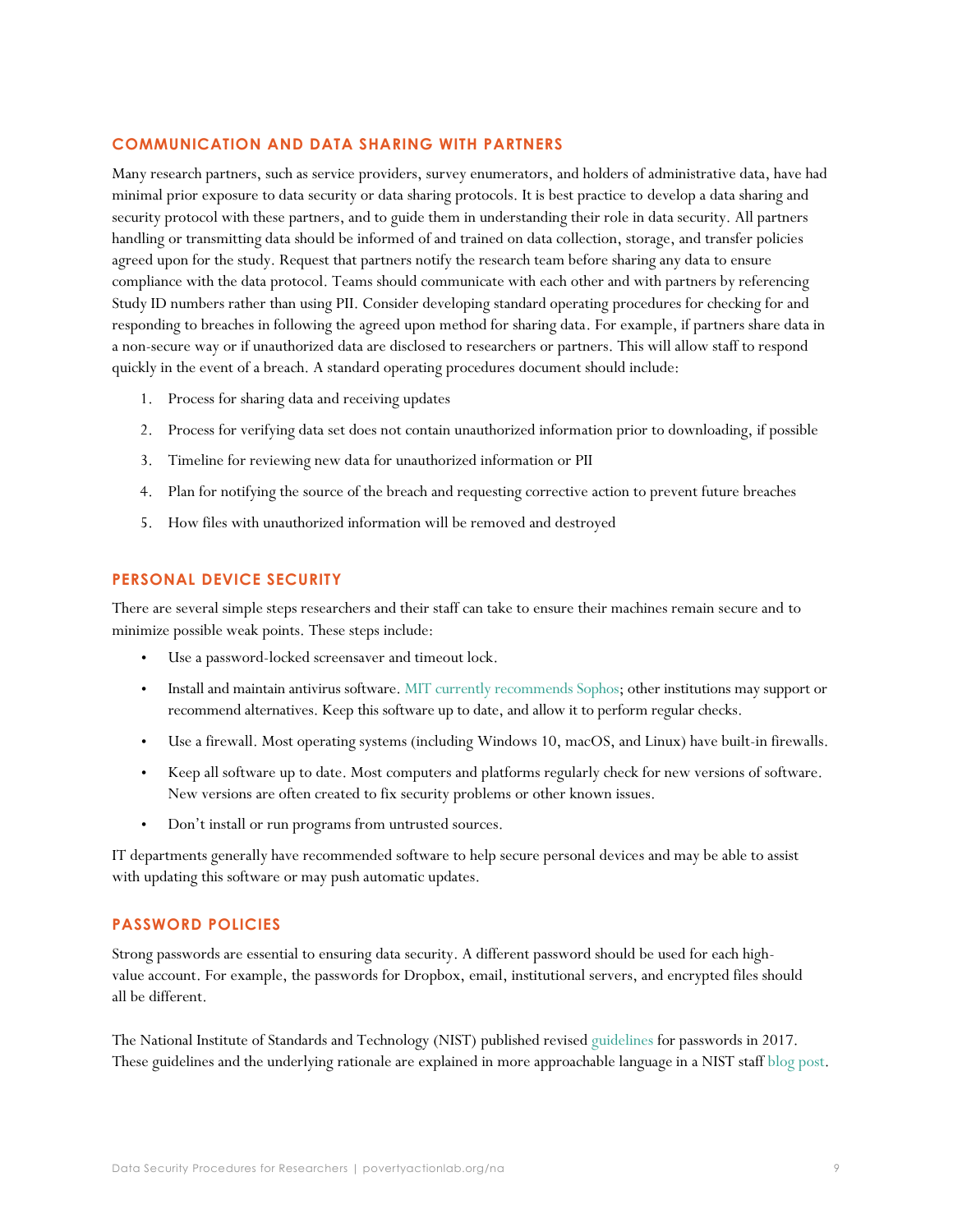## COMMUNICATION AND DATA SHARING WITH PARTNERS

Many research partners, such as service providers, survey enumerators, and holders of administrative data, have had minimal prior exposure to data security or data sharing protocols. It is best practice to develop a data sharing and security protocol with these partners, and to guide them in understanding their role in data security. All partners handling or transmitting data should be informed of and trained on data collection, storage, and transfer policies agreed upon for the study. Request that partners notify the research team before sharing any data to ensure compliance with the data protocol. Teams should communicate with each other and with partners by referencing Study ID numbers rather than using PII. Consider developing standard operating procedures for checking for and responding to breaches in following the agreed upon method for sharing data. For example, if partners share data in a non-secure way or if unauthorized data are disclosed to researchers or partners. This will allow staff to respond quickly in the event of a breach. A standard operating procedures document should include:

1. Process for sharing data and receiving updates
2. Process for verifying data set does not contain unauthorized information prior to downloading, if possible
3. Timeline for reviewing new data for unauthorized information or PII
4. Plan for notifying the source of the breach and requesting corrective action to prevent future breaches
5. How files with unauthorized information will be removed and destroyed

## PERSONAL DEVICE SECURITY

There are several simple steps researchers and their staff can take to ensure their machines remain secure and to minimize possible weak points. These steps include:

- Use a password-locked screensaver and timeout lock.
- Install and maintain antivirus software. MIT currently recommends Sophos; other institutions may support or recommend alternatives. Keep this software up to date, and allow it to perform regular checks.
- Use a firewall. Most operating systems (including Windows 10, macOS, and Linux) have built-in firewalls.
- Keep all software up to date. Most computers and platforms regularly check for new versions of software. New versions are often created to fix security problems or other known issues.
- Don't install or run programs from untrusted sources.

IT departments generally have recommended software to help secure personal devices and may be able to assist with updating this software or may push automatic updates.

## PASSWORD POLICIES

Strong passwords are essential to ensuring data security. A different password should be used for each high-value account. For example, the passwords for Dropbox, email, institutional servers, and encrypted files should all be different.

The National Institute of Standards and Technology (NIST) published revised guidelines for passwords in 2017. These guidelines and the underlying rationale are explained in more approachable language in a NIST staff blog post.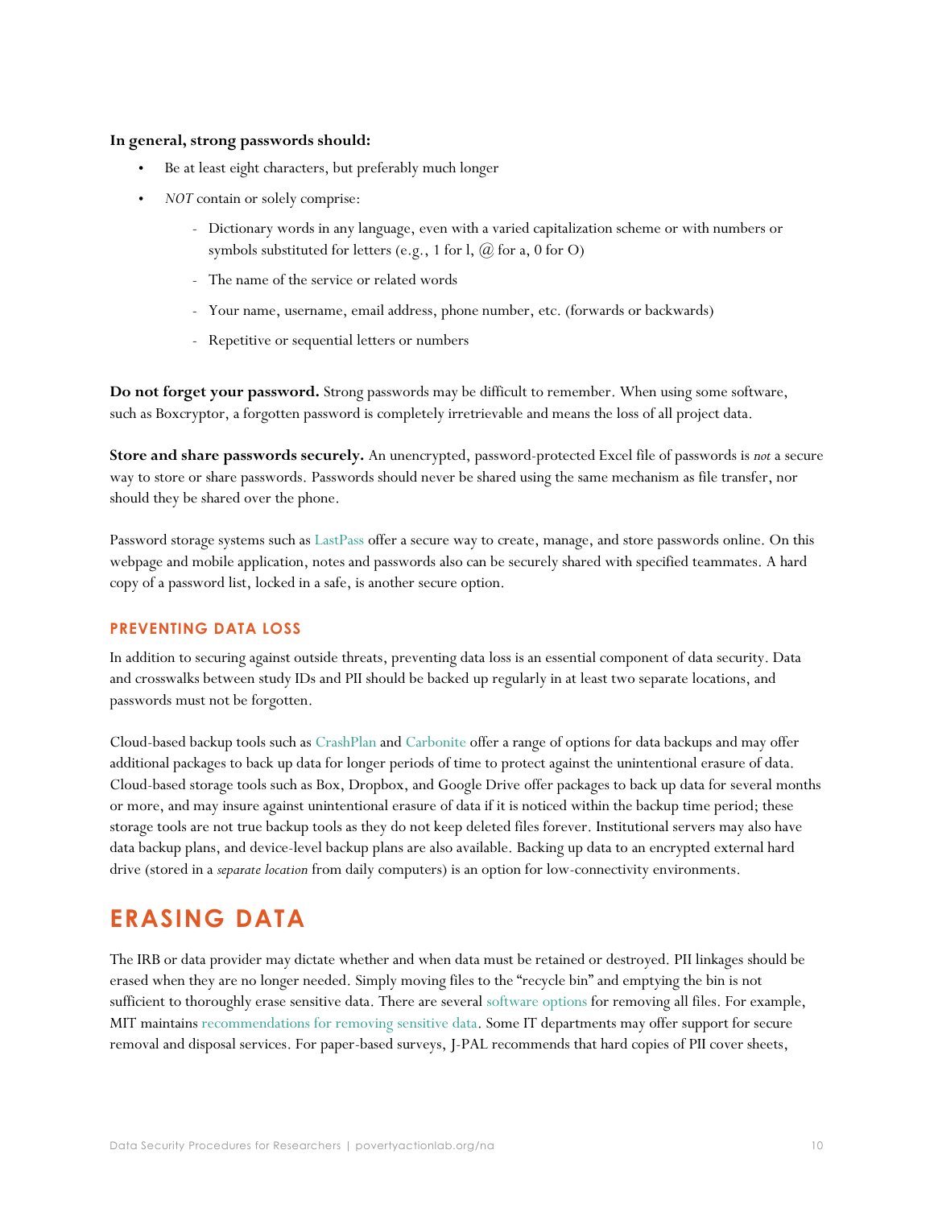**In general, strong passwords should:**

- Be at least eight characters, but preferably much longer
- *NOT* contain or solely comprise:
    - Dictionary words in any language, even with a varied capitalization scheme or with numbers or symbols substituted for letters (e.g., 1 for l, @ for a, 0 for O)
    - The name of the service or related words
    - Your name, username, email address, phone number, etc. (forwards or backwards)
    - Repetitive or sequential letters or numbers

**Do not forget your password.** Strong passwords may be difficult to remember. When using some software, such as Boxcryptor, a forgotten password is completely irretrievable and means the loss of all project data.

**Store and share passwords securely.** An unencrypted, password-protected Excel file of passwords is *not* a secure way to store or share passwords. Passwords should never be shared using the same mechanism as file transfer, nor should they be shared over the phone.

Password storage systems such as LastPass offer a secure way to create, manage, and store passwords online. On this webpage and mobile application, notes and passwords also can be securely shared with specified teammates. A hard copy of a password list, locked in a safe, is another secure option.

### PREVENTING DATA LOSS

In addition to securing against outside threats, preventing data loss is an essential component of data security. Data and crosswalks between study IDs and PII should be backed up regularly in at least two separate locations, and passwords must not be forgotten.

Cloud-based backup tools such as CrashPlan and Carbonite offer a range of options for data backups and may offer additional packages to back up data for longer periods of time to protect against the unintentional erasure of data. Cloud-based storage tools such as Box, Dropbox, and Google Drive offer packages to back up data for several months or more, and may insure against unintentional erasure of data if it is noticed within the backup time period; these storage tools are not true backup tools as they do not keep deleted files forever. Institutional servers may also have data backup plans, and device-level backup plans are also available. Backing up data to an encrypted external hard drive (stored in a *separate location* from daily computers) is an option for low-connectivity environments.

## ERASING DATA

The IRB or data provider may dictate whether and when data must be retained or destroyed. PII linkages should be erased when they are no longer needed. Simply moving files to the "recycle bin" and emptying the bin is not sufficient to thoroughly erase sensitive data. There are several software options for removing all files. For example, MIT maintains recommendations for removing sensitive data. Some IT departments may offer support for secure removal and disposal services. For paper-based surveys, J-PAL recommends that hard copies of PII cover sheets,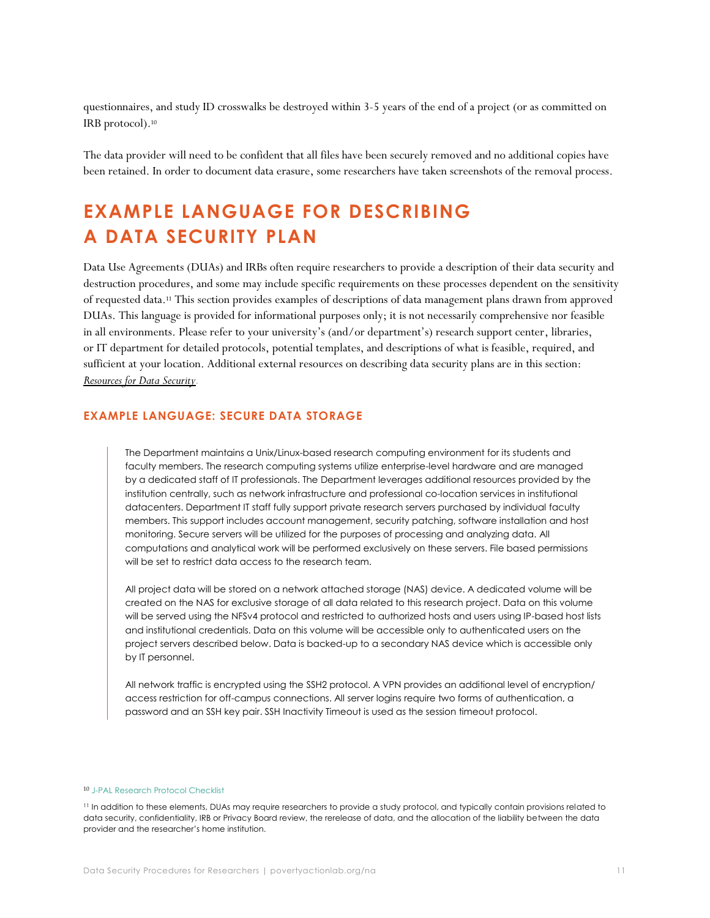questionnaires, and study ID crosswalks be destroyed within 3-5 years of the end of a project (or as committed on IRB protocol).[10]

The data provider will need to be confident that all files have been securely removed and no additional copies have been retained. In order to document data erasure, some researchers have taken screenshots of the removal process.

## EXAMPLE LANGUAGE FOR DESCRIBING A DATA SECURITY PLAN

Data Use Agreements (DUAs) and IRBs often require researchers to provide a description of their data security and destruction procedures, and some may include specific requirements on these processes dependent on the sensitivity of requested data.[11] This section provides examples of descriptions of data management plans drawn from approved DUAs. This language is provided for informational purposes only; it is not necessarily comprehensive nor feasible in all environments. Please refer to your university's (and/or department's) research support center, libraries, or IT department for detailed protocols, potential templates, and descriptions of what is feasible, required, and sufficient at your location. Additional external resources on describing data security plans are in this section: *Resources for Data Security*.

### EXAMPLE LANGUAGE: SECURE DATA STORAGE

> The Department maintains a Unix/Linux-based research computing environment for its students and faculty members. The research computing systems utilize enterprise-level hardware and are managed by a dedicated staff of IT professionals. The Department leverages additional resources provided by the institution centrally, such as network infrastructure and professional co-location services in institutional datacenters. Department IT staff fully support private research servers purchased by individual faculty members. This support includes account management, security patching, software installation and host monitoring. Secure servers will be utilized for the purposes of processing and analyzing data. All computations and analytical work will be performed exclusively on these servers. File based permissions will be set to restrict data access to the research team.
>
> All project data will be stored on a network attached storage (NAS) device. A dedicated volume will be created on the NAS for exclusive storage of all data related to this research project. Data on this volume will be served using the NFSv4 protocol and restricted to authorized hosts and users using IP-based host lists and institutional credentials. Data on this volume will be accessible only to authenticated users on the project servers described below. Data is backed-up to a secondary NAS device which is accessible only by IT personnel.
>
> All network traffic is encrypted using the SSH2 protocol. A VPN provides an additional level of encryption/access restriction for off-campus connections. All server logins require two forms of authentication, a password and an SSH key pair. SSH Inactivity Timeout is used as the session timeout protocol.

[10] J-PAL Research Protocol Checklist

[11] In addition to these elements, DUAs may require researchers to provide a study protocol, and typically contain provisions related to data security, confidentiality, IRB or Privacy Board review, the rerelease of data, and the allocation of the liability between the data provider and the researcher's home institution.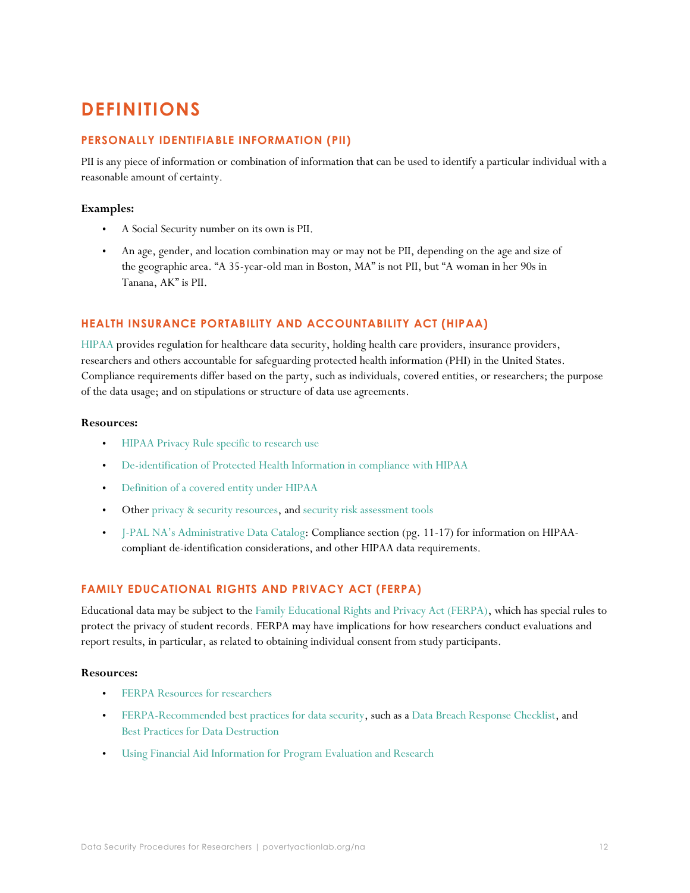# DEFINITIONS

## PERSONALLY IDENTIFIABLE INFORMATION (PII)

PII is any piece of information or combination of information that can be used to identify a particular individual with a reasonable amount of certainty.

**Examples:**

- A Social Security number on its own is PII.
- An age, gender, and location combination may or may not be PII, depending on the age and size of the geographic area. "A 35-year-old man in Boston, MA" is not PII, but "A woman in her 90s in Tanana, AK" is PII.

## HEALTH INSURANCE PORTABILITY AND ACCOUNTABILITY ACT (HIPAA)

HIPAA provides regulation for healthcare data security, holding health care providers, insurance providers, researchers and others accountable for safeguarding protected health information (PHI) in the United States. Compliance requirements differ based on the party, such as individuals, covered entities, or researchers; the purpose of the data usage; and on stipulations or structure of data use agreements.

**Resources:**

- HIPAA Privacy Rule specific to research use
- De-identification of Protected Health Information in compliance with HIPAA
- Definition of a covered entity under HIPAA
- Other privacy & security resources, and security risk assessment tools
- J-PAL NA's Administrative Data Catalog: Compliance section (pg. 11-17) for information on HIPAA-compliant de-identification considerations, and other HIPAA data requirements.

## FAMILY EDUCATIONAL RIGHTS AND PRIVACY ACT (FERPA)

Educational data may be subject to the Family Educational Rights and Privacy Act (FERPA), which has special rules to protect the privacy of student records. FERPA may have implications for how researchers conduct evaluations and report results, in particular, as related to obtaining individual consent from study participants.

**Resources:**

- FERPA Resources for researchers
- FERPA-Recommended best practices for data security, such as a Data Breach Response Checklist, and Best Practices for Data Destruction
- Using Financial Aid Information for Program Evaluation and Research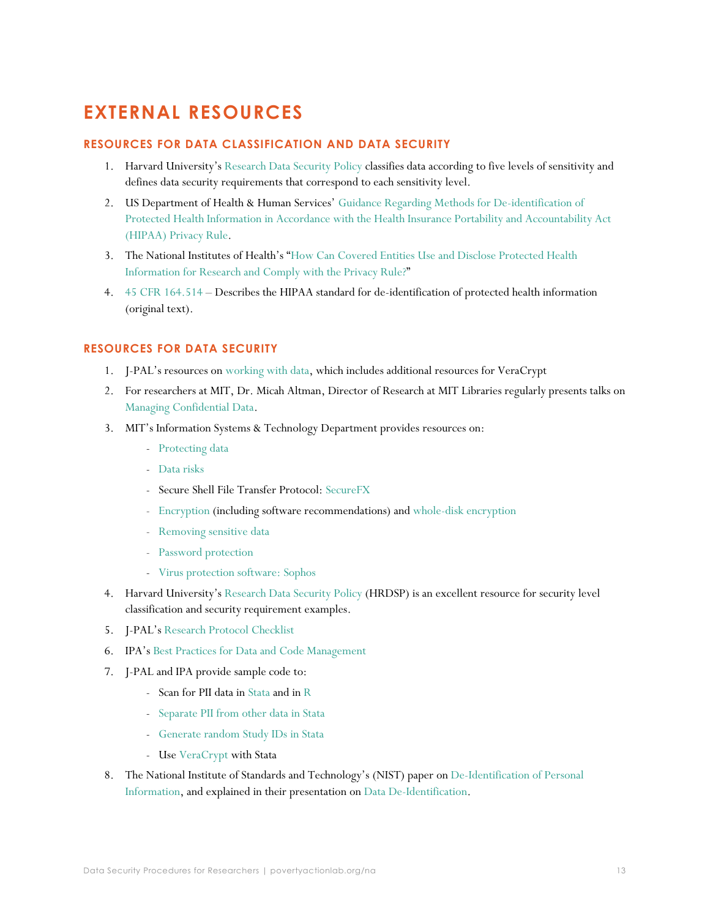# EXTERNAL RESOURCES

## RESOURCES FOR DATA CLASSIFICATION AND DATA SECURITY

1. Harvard University's Research Data Security Policy classifies data according to five levels of sensitivity and defines data security requirements that correspond to each sensitivity level.
2. US Department of Health & Human Services' Guidance Regarding Methods for De-identification of Protected Health Information in Accordance with the Health Insurance Portability and Accountability Act (HIPAA) Privacy Rule.
3. The National Institutes of Health's "How Can Covered Entities Use and Disclose Protected Health Information for Research and Comply with the Privacy Rule?"
4. 45 CFR 164.514 – Describes the HIPAA standard for de-identification of protected health information (original text).

## RESOURCES FOR DATA SECURITY

1. J-PAL's resources on working with data, which includes additional resources for VeraCrypt
2. For researchers at MIT, Dr. Micah Altman, Director of Research at MIT Libraries regularly presents talks on Managing Confidential Data.
3. MIT's Information Systems & Technology Department provides resources on:
   - Protecting data
   - Data risks
   - Secure Shell File Transfer Protocol: SecureFX
   - Encryption (including software recommendations) and whole-disk encryption
   - Removing sensitive data
   - Password protection
   - Virus protection software: Sophos
4. Harvard University's Research Data Security Policy (HRDSP) is an excellent resource for security level classification and security requirement examples.
5. J-PAL's Research Protocol Checklist
6. IPA's Best Practices for Data and Code Management
7. J-PAL and IPA provide sample code to:
   - Scan for PII data in Stata and in R
   - Separate PII from other data in Stata
   - Generate random Study IDs in Stata
   - Use VeraCrypt with Stata
8. The National Institute of Standards and Technology's (NIST) paper on De-Identification of Personal Information, and explained in their presentation on Data De-Identification.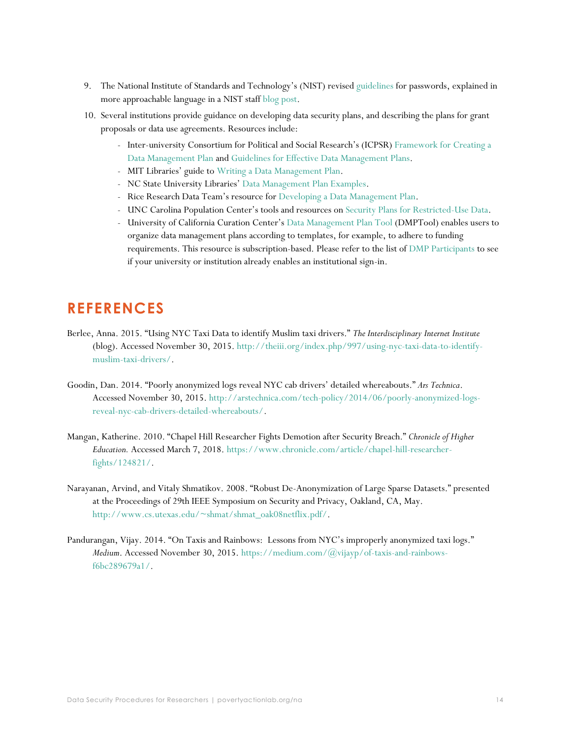9. The National Institute of Standards and Technology's (NIST) revised guidelines for passwords, explained in more approachable language in a NIST staff blog post.
10. Several institutions provide guidance on developing data security plans, and describing the plans for grant proposals or data use agreements. Resources include:
    - Inter-university Consortium for Political and Social Research's (ICPSR) Framework for Creating a Data Management Plan and Guidelines for Effective Data Management Plans.
    - MIT Libraries' guide to Writing a Data Management Plan.
    - NC State University Libraries' Data Management Plan Examples.
    - Rice Research Data Team's resource for Developing a Data Management Plan.
    - UNC Carolina Population Center's tools and resources on Security Plans for Restricted-Use Data.
    - University of California Curation Center's Data Management Plan Tool (DMPTool) enables users to organize data management plans according to templates, for example, to adhere to funding requirements. This resource is subscription-based. Please refer to the list of DMP Participants to see if your university or institution already enables an institutional sign-in.

# REFERENCES

Berlee, Anna. 2015. "Using NYC Taxi Data to identify Muslim taxi drivers." *The Interdisciplinary Internet Institute* (blog). Accessed November 30, 2015. http://theiii.org/index.php/997/using-nyc-taxi-data-to-identify-muslim-taxi-drivers/.

Goodin, Dan. 2014. "Poorly anonymized logs reveal NYC cab drivers' detailed whereabouts." *Ars Technica*. Accessed November 30, 2015. http://arstechnica.com/tech-policy/2014/06/poorly-anonymized-logs-reveal-nyc-cab-drivers-detailed-whereabouts/.

Mangan, Katherine. 2010. "Chapel Hill Researcher Fights Demotion after Security Breach." *Chronicle of Higher Education.* Accessed March 7, 2018. https://www.chronicle.com/article/chapel-hill-researcher-fights/124821/.

Narayanan, Arvind, and Vitaly Shmatikov. 2008. "Robust De-Anonymization of Large Sparse Datasets." presented at the Proceedings of 29th IEEE Symposium on Security and Privacy, Oakland, CA, May. http://www.cs.utexas.edu/~shmat/shmat_oak08netflix.pdf/.

Pandurangan, Vijay. 2014. "On Taxis and Rainbows: Lessons from NYC's improperly anonymized taxi logs." *Medium*. Accessed November 30, 2015. https://medium.com/@vijayp/of-taxis-and-rainbows-f6bc289679a1/.